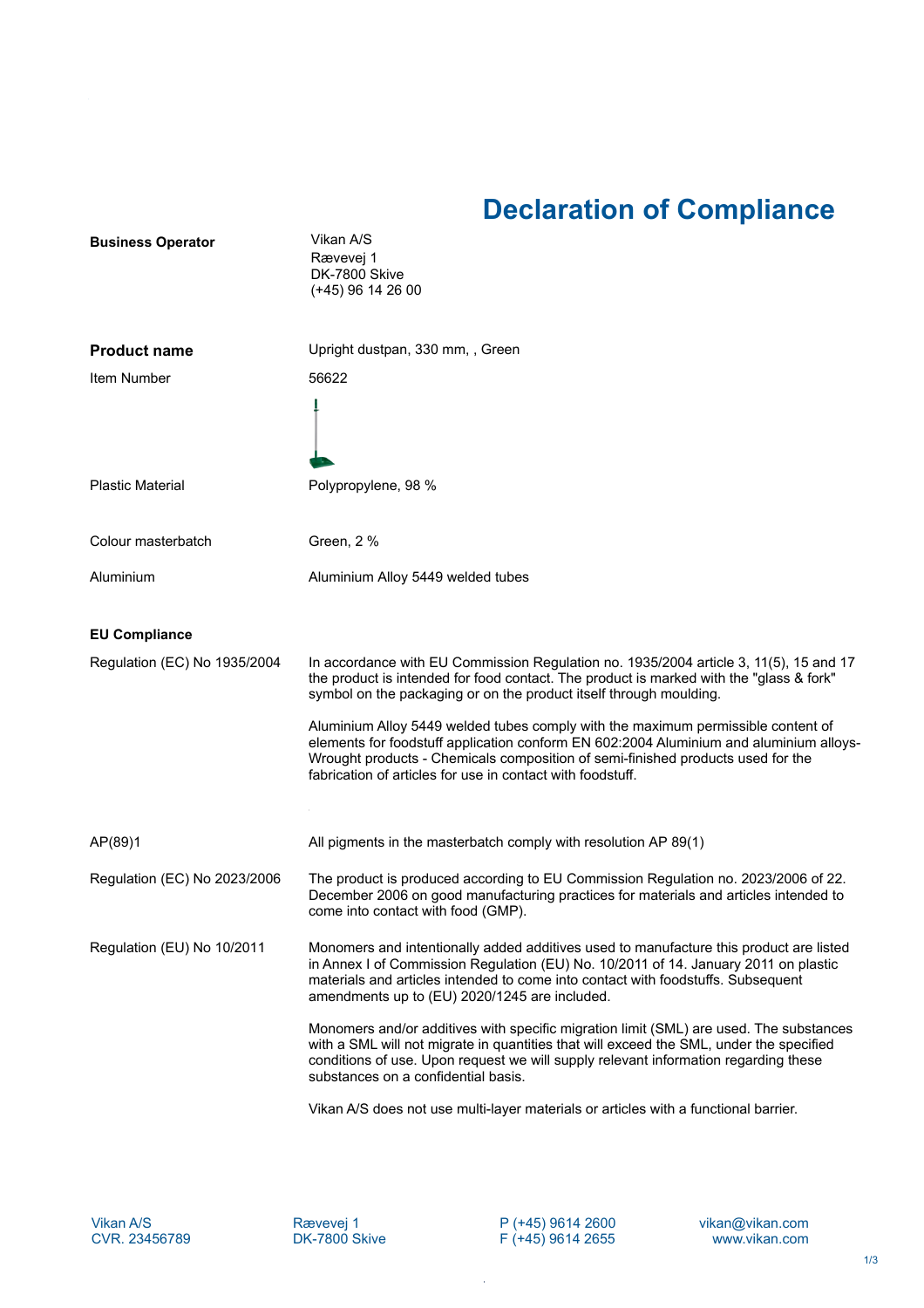# Declaration of Compliance

| | |
|---|---|
| **Business Operator** | Vikan A/S<br>Rævevej 1<br>DK-7800 Skive<br>(+45) 96 14 26 00 |
| **Product name** | Upright dustpan, 330 mm, , Green |
| Item Number | 56622 |
| Plastic Material | Polypropylene, 98 % |
| Colour masterbatch | Green, 2 % |
| Aluminium | Aluminium Alloy 5449 welded tubes |

## EU Compliance

**Regulation (EC) No 1935/2004**

In accordance with EU Commission Regulation no. 1935/2004 article 3, 11(5), 15 and 17 the product is intended for food contact. The product is marked with the "glass & fork" symbol on the packaging or on the product itself through moulding.

Aluminium Alloy 5449 welded tubes comply with the maximum permissible content of elements for foodstuff application conform EN 602:2004 Aluminium and aluminium alloys-Wrought products - Chemicals composition of semi-finished products used for the fabrication of articles for use in contact with foodstuff.

**AP(89)1**

All pigments in the masterbatch comply with resolution AP 89(1)

**Regulation (EC) No 2023/2006**

The product is produced according to EU Commission Regulation no. 2023/2006 of 22. December 2006 on good manufacturing practices for materials and articles intended to come into contact with food (GMP).

**Regulation (EU) No 10/2011**

Monomers and intentionally added additives used to manufacture this product are listed in Annex I of Commission Regulation (EU) No. 10/2011 of 14. January 2011 on plastic materials and articles intended to come into contact with foodstuffs. Subsequent amendments up to (EU) 2020/1245 are included.

Monomers and/or additives with specific migration limit (SML) are used. The substances with a SML will not migrate in quantities that will exceed the SML, under the specified conditions of use. Upon request we will supply relevant information regarding these substances on a confidential basis.

Vikan A/S does not use multi-layer materials or articles with a functional barrier.

Vikan A/S
CVR. 23456789

Rævevej 1
DK-7800 Skive

P (+45) 9614 2600
F (+45) 9614 2655

vikan@vikan.com
www.vikan.com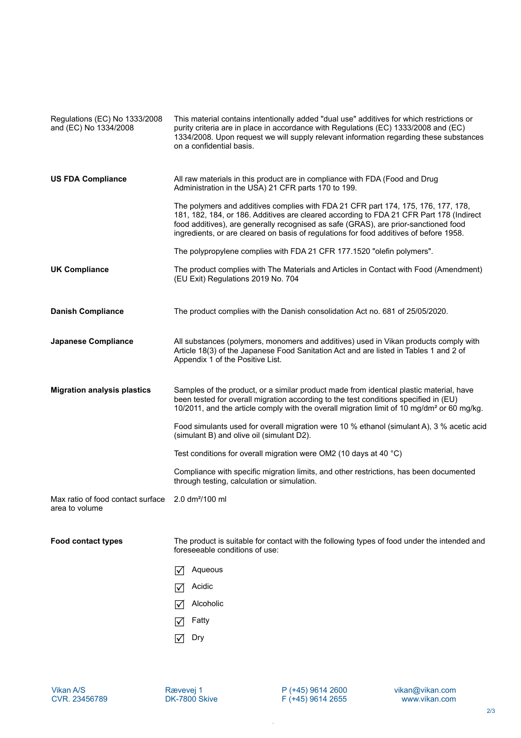| | |
|---|---|
| Regulations (EC) No 1333/2008 and (EC) No 1334/2008 | This material contains intentionally added "dual use" additives for which restrictions or purity criteria are in place in accordance with Regulations (EC) 1333/2008 and (EC) 1334/2008. Upon request we will supply relevant information regarding these substances on a confidential basis. |
| **US FDA Compliance** | All raw materials in this product are in compliance with FDA (Food and Drug Administration in the USA) 21 CFR parts 170 to 199.<br><br>The polymers and additives complies with FDA 21 CFR part 174, 175, 176, 177, 178, 181, 182, 184, or 186. Additives are cleared according to FDA 21 CFR Part 178 (Indirect food additives), are generally recognised as safe (GRAS), are prior-sanctioned food ingredients, or are cleared on basis of regulations for food additives of before 1958.<br><br>The polypropylene complies with FDA 21 CFR 177.1520 "olefin polymers". |
| **UK Compliance** | The product complies with The Materials and Articles in Contact with Food (Amendment) (EU Exit) Regulations 2019 No. 704 |
| **Danish Compliance** | The product complies with the Danish consolidation Act no. 681 of 25/05/2020. |
| **Japanese Compliance** | All substances (polymers, monomers and additives) used in Vikan products comply with Article 18(3) of the Japanese Food Sanitation Act and are listed in Tables 1 and 2 of Appendix 1 of the Positive List. |
| **Migration analysis plastics** | Samples of the product, or a similar product made from identical plastic material, have been tested for overall migration according to the test conditions specified in (EU) 10/2011, and the article comply with the overall migration limit of 10 mg/dm² or 60 mg/kg.<br><br>Food simulants used for overall migration were 10 % ethanol (simulant A), 3 % acetic acid (simulant B) and olive oil (simulant D2).<br><br>Test conditions for overall migration were OM2 (10 days at 40 °C)<br><br>Compliance with specific migration limits, and other restrictions, has been documented through testing, calculation or simulation. |
| Max ratio of food contact surface area to volume | 2.0 dm²/100 ml |
| **Food contact types** | The product is suitable for contact with the following types of food under the intended and foreseeable conditions of use:<br><br>☑ Aqueous<br>☑ Acidic<br>☑ Alcoholic<br>☑ Fatty<br>☑ Dry |

Vikan A/S
CVR. 23456789

Rævevej 1
DK-7800 Skive

P (+45) 9614 2600
F (+45) 9614 2655

vikan@vikan.com
www.vikan.com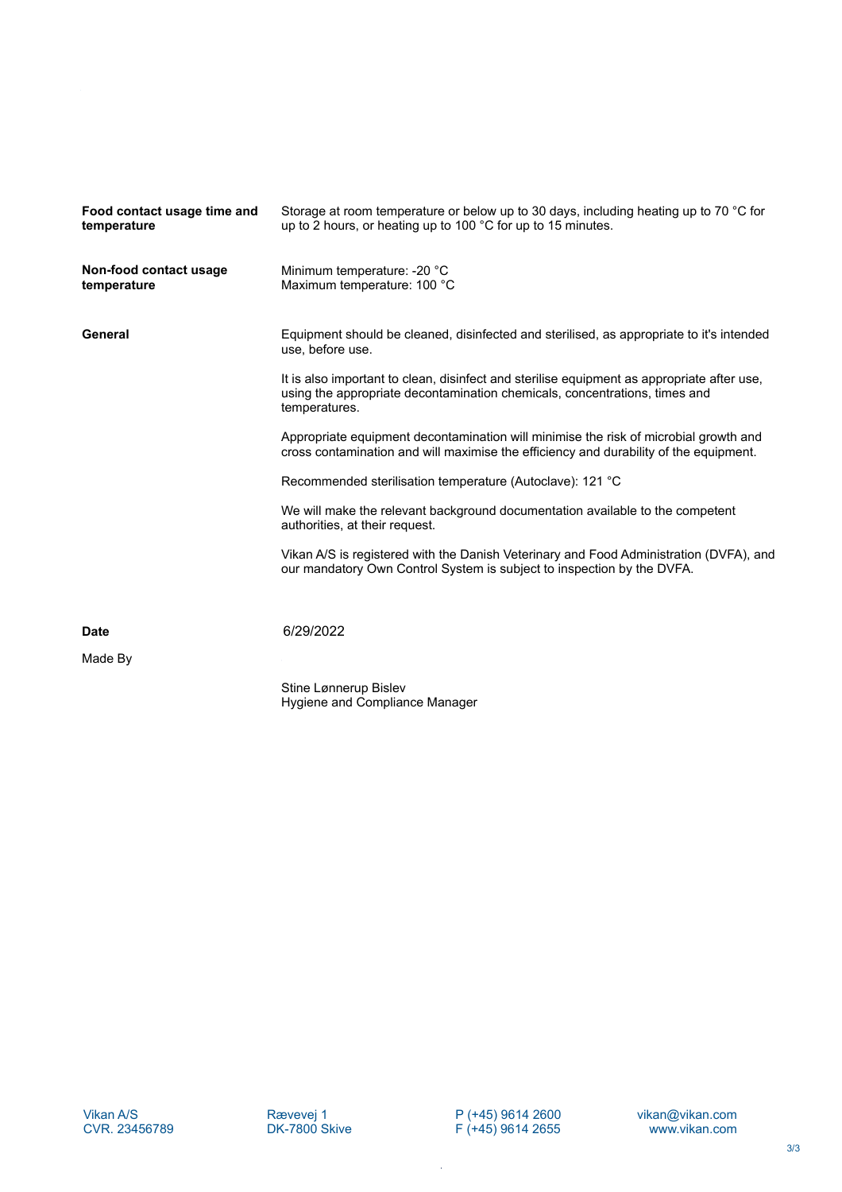| | |
|---|---|
| **Food contact usage time and temperature** | Storage at room temperature or below up to 30 days, including heating up to 70 °C for up to 2 hours, or heating up to 100 °C for up to 15 minutes. |
| **Non-food contact usage temperature** | Minimum temperature: -20 °C<br>Maximum temperature: 100 °C |
| **General** | Equipment should be cleaned, disinfected and sterilised, as appropriate to it's intended use, before use.<br><br>It is also important to clean, disinfect and sterilise equipment as appropriate after use, using the appropriate decontamination chemicals, concentrations, times and temperatures.<br><br>Appropriate equipment decontamination will minimise the risk of microbial growth and cross contamination and will maximise the efficiency and durability of the equipment.<br><br>Recommended sterilisation temperature (Autoclave): 121 °C<br><br>We will make the relevant background documentation available to the competent authorities, at their request.<br><br>Vikan A/S is registered with the Danish Veterinary and Food Administration (DVFA), and our mandatory Own Control System is subject to inspection by the DVFA. |
| **Date** | 6/29/2022 |
| Made By | Stine Lønnerup Bislev<br>Hygiene and Compliance Manager |

Vikan A/S
CVR. 23456789

Rævevej 1
DK-7800 Skive

P (+45) 9614 2600
F (+45) 9614 2655

vikan@vikan.com
www.vikan.com